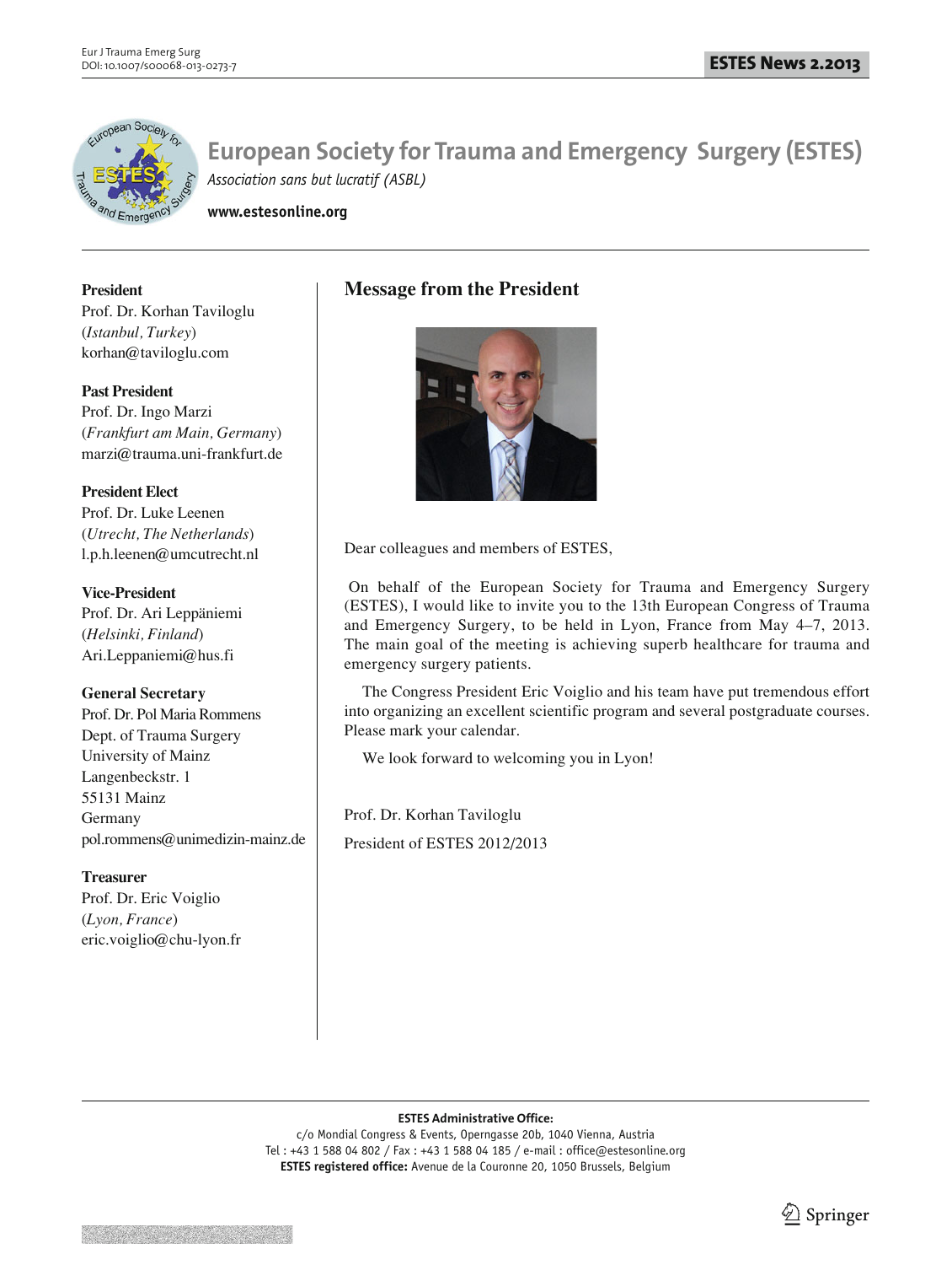# European Society for Trauma and Emergency Surgery (ESTES)

*Association sans but lucratif (ASBL)*

**www.estesonline.org**

**President**
Prof. Dr. Korhan Taviloglu
(*Istanbul, Turkey*)
korhan@taviloglu.com

**Past President**
Prof. Dr. Ingo Marzi
(*Frankfurt am Main, Germany*)
marzi@trauma.uni-frankfurt.de

**President Elect**
Prof. Dr. Luke Leenen
(*Utrecht, The Netherlands*)
l.p.h.leenen@umcutrecht.nl

**Vice-President**
Prof. Dr. Ari Leppäniemi
(*Helsinki, Finland*)
Ari.Leppaniemi@hus.fi

**General Secretary**
Prof. Dr. Pol Maria Rommens
Dept. of Trauma Surgery
University of Mainz
Langenbeckstr. 1
55131 Mainz
Germany
pol.rommens@unimedizin-mainz.de

**Treasurer**
Prof. Dr. Eric Voiglio
(*Lyon, France*)
eric.voiglio@chu-lyon.fr

## Message from the President

Dear colleagues and members of ESTES,

On behalf of the European Society for Trauma and Emergency Surgery (ESTES), I would like to invite you to the 13th European Congress of Trauma and Emergency Surgery, to be held in Lyon, France from May 4–7, 2013. The main goal of the meeting is achieving superb healthcare for trauma and emergency surgery patients.

The Congress President Eric Voiglio and his team have put tremendous effort into organizing an excellent scientific program and several postgraduate courses. Please mark your calendar.

We look forward to welcoming you in Lyon!

Prof. Dr. Korhan Taviloglu

President of ESTES 2012/2013

**ESTES Administrative Office:**
c/o Mondial Congress & Events, Operngasse 20b, 1040 Vienna, Austria
Tel : +43 1 588 04 802 / Fax : +43 1 588 04 185 / e-mail : office@estesonline.org
**ESTES registered office:** Avenue de la Couronne 20, 1050 Brussels, Belgium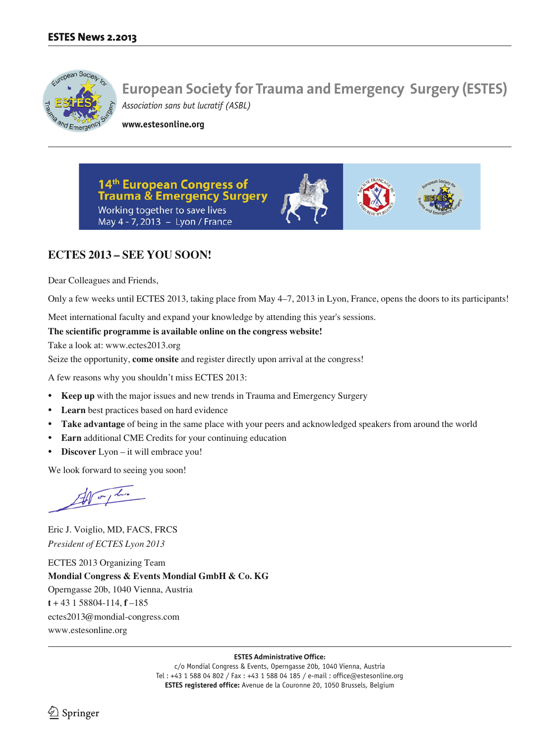# European Society for Trauma and Emergency Surgery (ESTES)

*Association sans but lucratif (ASBL)*

**www.estesonline.org**

**14th European Congress of Trauma & Emergency Surgery**
Working together to save lives
May 4 - 7, 2013 – Lyon / France

## ECTES 2013 – SEE YOU SOON!

Dear Colleagues and Friends,

Only a few weeks until ECTES 2013, taking place from May 4–7, 2013 in Lyon, France, opens the doors to its participants!

Meet international faculty and expand your knowledge by attending this year's sessions.

**The scientific programme is available online on the congress website!**

Take a look at: www.ectes2013.org

Seize the opportunity, **come onsite** and register directly upon arrival at the congress!

A few reasons why you shouldn't miss ECTES 2013:

- **Keep up** with the major issues and new trends in Trauma and Emergency Surgery
- **Learn** best practices based on hard evidence
- **Take advantage** of being in the same place with your peers and acknowledged speakers from around the world
- **Earn** additional CME Credits for your continuing education
- **Discover** Lyon – it will embrace you!

We look forward to seeing you soon!

Eric J. Voiglio, MD, FACS, FRCS
*President of ECTES Lyon 2013*

ECTES 2013 Organizing Team
**Mondial Congress & Events Mondial GmbH & Co. KG**
Operngasse 20b, 1040 Vienna, Austria
**t** + 43 1 58804-114, **f** –185
ectes2013@mondial-congress.com
www.estesonline.org

**ESTES Administrative Office:**
c/o Mondial Congress & Events, Operngasse 20b, 1040 Vienna, Austria
Tel : +43 1 588 04 802 / Fax : +43 1 588 04 185 / e-mail : office@estesonline.org
**ESTES registered office:** Avenue de la Couronne 20, 1050 Brussels, Belgium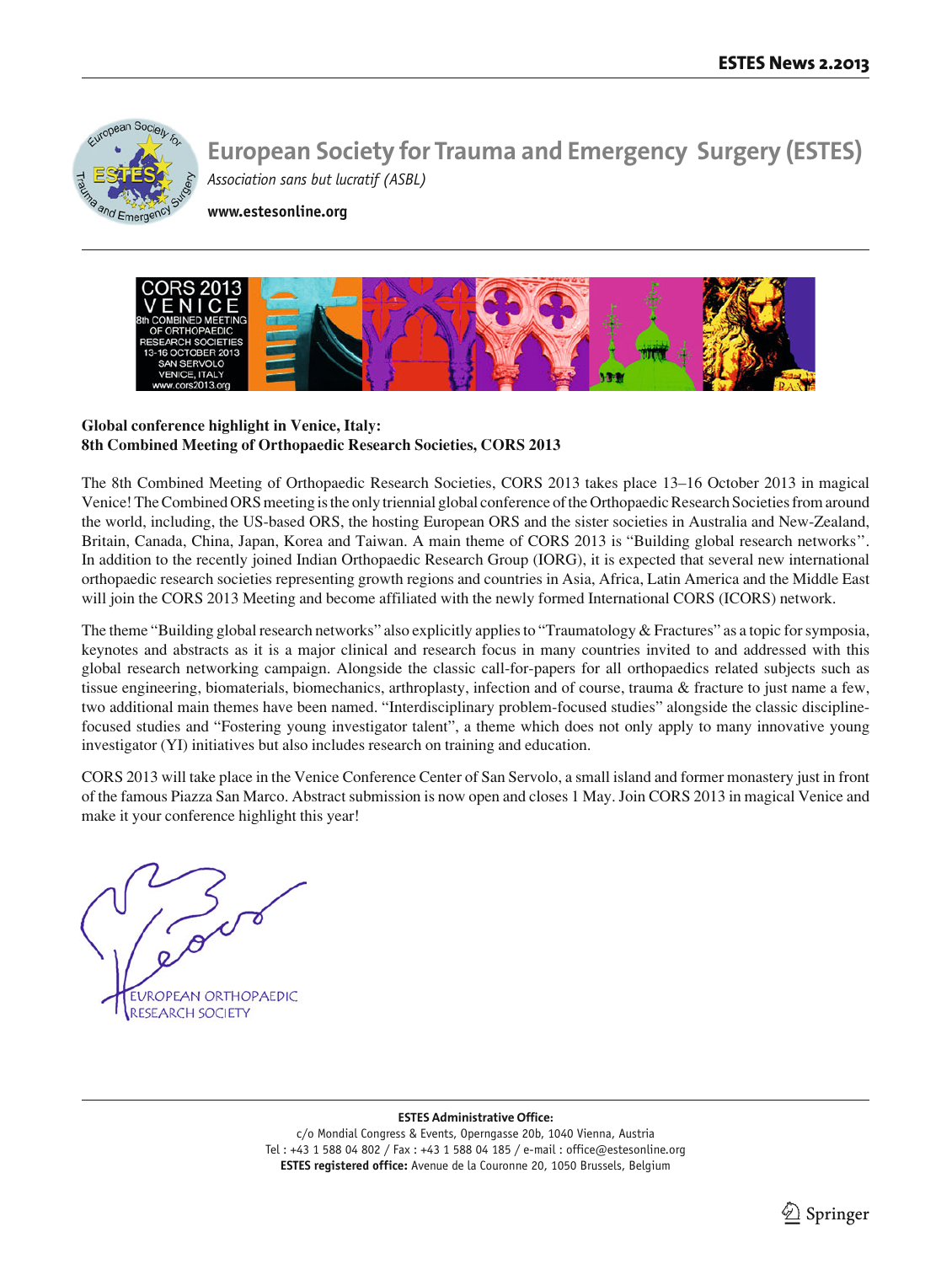# European Society for Trauma and Emergency Surgery (ESTES)

*Association sans but lucratif (ASBL)*

**www.estesonline.org**

**Global conference highlight in Venice, Italy:**
**8th Combined Meeting of Orthopaedic Research Societies, CORS 2013**

The 8th Combined Meeting of Orthopaedic Research Societies, CORS 2013 takes place 13–16 October 2013 in magical Venice! The Combined ORS meeting is the only triennial global conference of the Orthopaedic Research Societies from around the world, including, the US-based ORS, the hosting European ORS and the sister societies in Australia and New-Zealand, Britain, Canada, China, Japan, Korea and Taiwan. A main theme of CORS 2013 is "Building global research networks". In addition to the recently joined Indian Orthopaedic Research Group (IORG), it is expected that several new international orthopaedic research societies representing growth regions and countries in Asia, Africa, Latin America and the Middle East will join the CORS 2013 Meeting and become affiliated with the newly formed International CORS (ICORS) network.

The theme "Building global research networks" also explicitly applies to "Traumatology & Fractures" as a topic for symposia, keynotes and abstracts as it is a major clinical and research focus in many countries invited to and addressed with this global research networking campaign. Alongside the classic call-for-papers for all orthopaedics related subjects such as tissue engineering, biomaterials, biomechanics, arthroplasty, infection and of course, trauma & fracture to just name a few, two additional main themes have been named. "Interdisciplinary problem-focused studies" alongside the classic discipline-focused studies and "Fostering young investigator talent", a theme which does not only apply to many innovative young investigator (YI) initiatives but also includes research on training and education.

CORS 2013 will take place in the Venice Conference Center of San Servolo, a small island and former monastery just in front of the famous Piazza San Marco. Abstract submission is now open and closes 1 May. Join CORS 2013 in magical Venice and make it your conference highlight this year!

EUROPEAN ORTHOPAEDIC RESEARCH SOCIETY

**ESTES Administrative Office:**
c/o Mondial Congress & Events, Operngasse 20b, 1040 Vienna, Austria
Tel : +43 1 588 04 802 / Fax : +43 1 588 04 185 / e-mail : office@estesonline.org
**ESTES registered office:** Avenue de la Couronne 20, 1050 Brussels, Belgium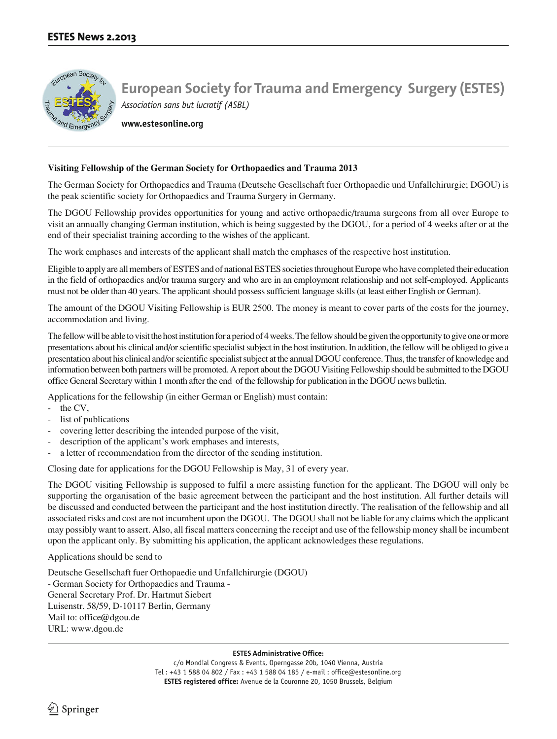# European Society for Trauma and Emergency Surgery (ESTES)

*Association sans but lucratif (ASBL)*

**www.estesonline.org**

### Visiting Fellowship of the German Society for Orthopaedics and Trauma 2013

The German Society for Orthopaedics and Trauma (Deutsche Gesellschaft fuer Orthopaedie und Unfallchirurgie; DGOU) is the peak scientific society for Orthopaedics and Trauma Surgery in Germany.

The DGOU Fellowship provides opportunities for young and active orthopaedic/trauma surgeons from all over Europe to visit an annually changing German institution, which is being suggested by the DGOU, for a period of 4 weeks after or at the end of their specialist training according to the wishes of the applicant.

The work emphases and interests of the applicant shall match the emphases of the respective host institution.

Eligible to apply are all members of ESTES and of national ESTES societies throughout Europe who have completed their education in the field of orthopaedics and/or trauma surgery and who are in an employment relationship and not self-employed. Applicants must not be older than 40 years. The applicant should possess sufficient language skills (at least either English or German).

The amount of the DGOU Visiting Fellowship is EUR 2500. The money is meant to cover parts of the costs for the journey, accommodation and living.

The fellow will be able to visit the host institution for a period of 4 weeks. The fellow should be given the opportunity to give one or more presentations about his clinical and/or scientific specialist subject in the host institution. In addition, the fellow will be obliged to give a presentation about his clinical and/or scientific specialist subject at the annual DGOU conference. Thus, the transfer of knowledge and information between both partners will be promoted. A report about the DGOU Visiting Fellowship should be submitted to the DGOU office General Secretary within 1 month after the end of the fellowship for publication in the DGOU news bulletin.

Applications for the fellowship (in either German or English) must contain:

- the CV,
- list of publications
- covering letter describing the intended purpose of the visit,
- description of the applicant's work emphases and interests,
- a letter of recommendation from the director of the sending institution.

Closing date for applications for the DGOU Fellowship is May, 31 of every year.

The DGOU visiting Fellowship is supposed to fulfil a mere assisting function for the applicant. The DGOU will only be supporting the organisation of the basic agreement between the participant and the host institution. All further details will be discussed and conducted between the participant and the host institution directly. The realisation of the fellowship and all associated risks and cost are not incumbent upon the DGOU. The DGOU shall not be liable for any claims which the applicant may possibly want to assert. Also, all fiscal matters concerning the receipt and use of the fellowship money shall be incumbent upon the applicant only. By submitting his application, the applicant acknowledges these regulations.

Applications should be send to

Deutsche Gesellschaft fuer Orthopaedie und Unfallchirurgie (DGOU)
- German Society for Orthopaedics and Trauma -
General Secretary Prof. Dr. Hartmut Siebert
Luisenstr. 58/59, D-10117 Berlin, Germany
Mail to: office@dgou.de
URL: www.dgou.de

**ESTES Administrative Office:**
c/o Mondial Congress & Events, Operngasse 20b, 1040 Vienna, Austria
Tel : +43 1 588 04 802 / Fax : +43 1 588 04 185 / e-mail : office@estesonline.org
**ESTES registered office:** Avenue de la Couronne 20, 1050 Brussels, Belgium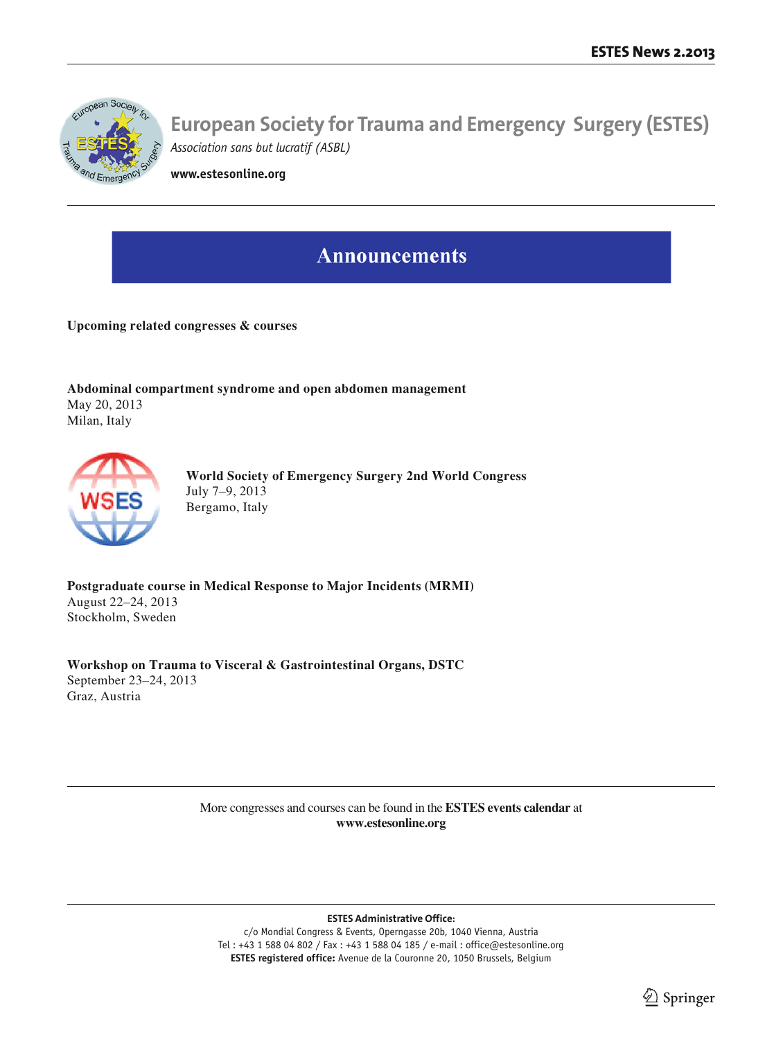# European Society for Trauma and Emergency Surgery (ESTES)

*Association sans but lucratif (ASBL)*

**www.estesonline.org**

## Announcements

**Upcoming related congresses & courses**

**Abdominal compartment syndrome and open abdomen management**
May 20, 2013
Milan, Italy

**World Society of Emergency Surgery 2nd World Congress**
July 7–9, 2013
Bergamo, Italy

**Postgraduate course in Medical Response to Major Incidents (MRMI)**
August 22–24, 2013
Stockholm, Sweden

**Workshop on Trauma to Visceral & Gastrointestinal Organs, DSTC**
September 23–24, 2013
Graz, Austria

More congresses and courses can be found in the **ESTES events calendar** at
**www.estesonline.org**

**ESTES Administrative Office:**
c/o Mondial Congress & Events, Operngasse 20b, 1040 Vienna, Austria
Tel : +43 1 588 04 802 / Fax : +43 1 588 04 185 / e-mail : office@estesonline.org
**ESTES registered office:** Avenue de la Couronne 20, 1050 Brussels, Belgium